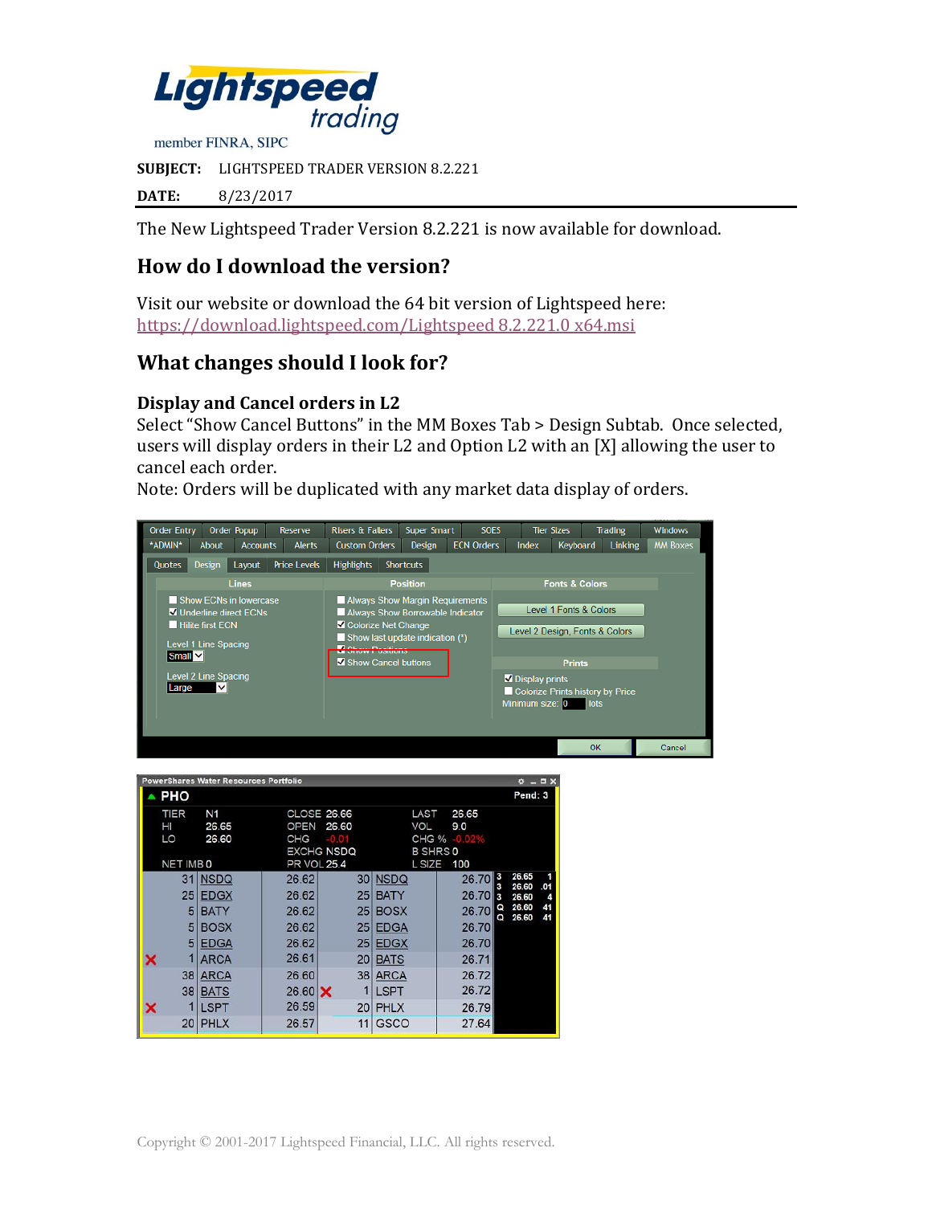**SUBJECT:** LIGHTSPEED TRADER VERSION 8.2.221

**DATE:** 8/23/2017

The New Lightspeed Trader Version 8.2.221 is now available for download.

## How do I download the version?

Visit our website or download the 64 bit version of Lightspeed here:
https://download.lightspeed.com/Lightspeed 8.2.221.0 x64.msi

## What changes should I look for?

### Display and Cancel orders in L2

Select "Show Cancel Buttons" in the MM Boxes Tab > Design Subtab. Once selected, users will display orders in their L2 and Option L2 with an [X] allowing the user to cancel each order.
Note: Orders will be duplicated with any market data display of orders.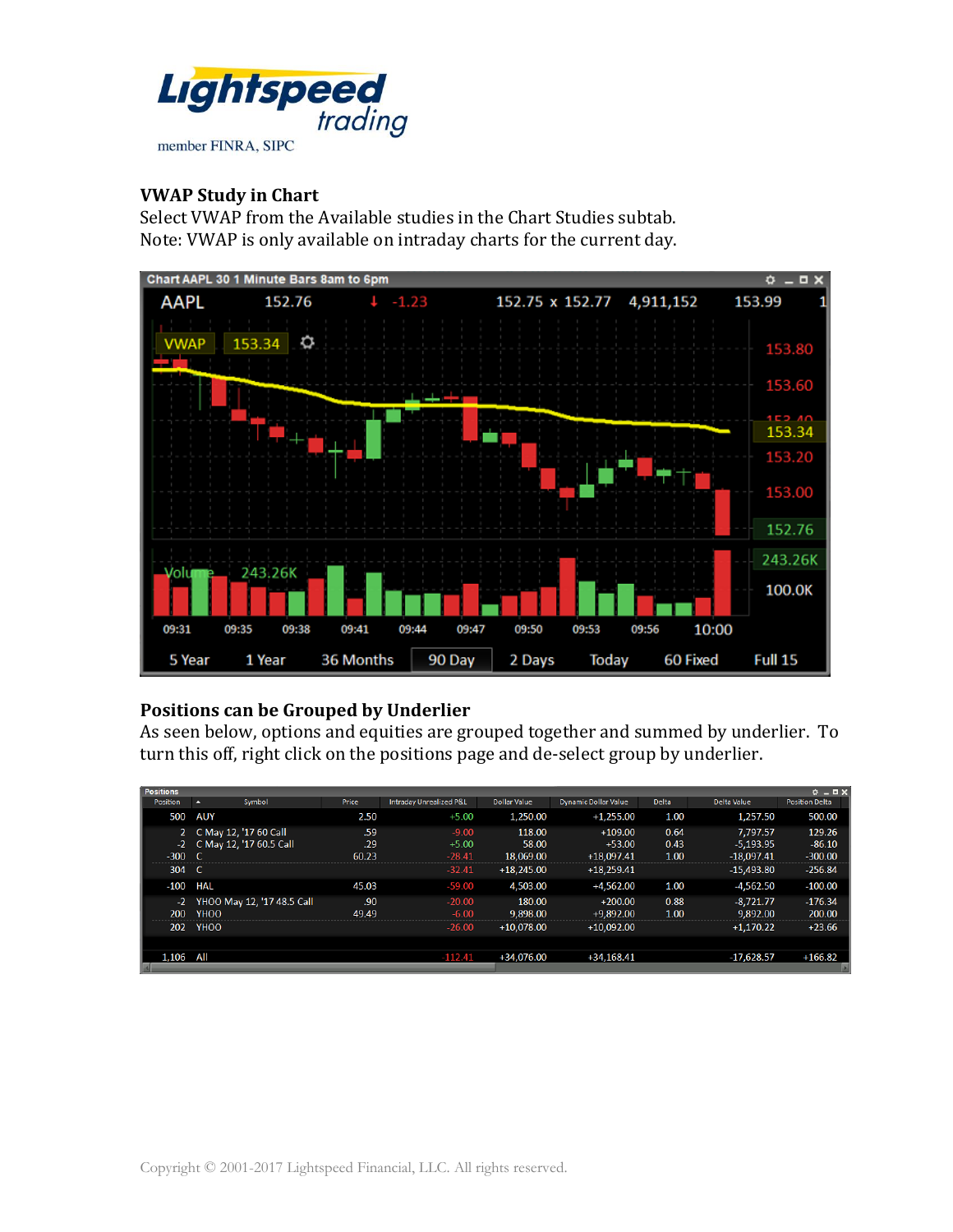## VWAP Study in Chart

Select VWAP from the Available studies in the Chart Studies subtab.
Note: VWAP is only available on intraday charts for the current day.

## Positions can be Grouped by Underlier

As seen below, options and equities are grouped together and summed by underlier. To turn this off, right click on the positions page and de-select group by underlier.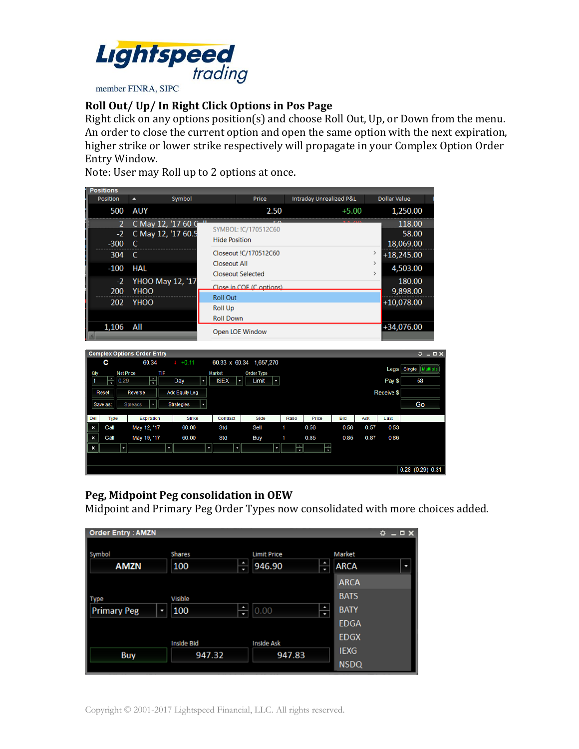## Roll Out/ Up/ In Right Click Options in Pos Page

Right click on any options position(s) and choose Roll Out, Up, or Down from the menu. An order to close the current option and open the same option with the next expiration, higher strike or lower strike respectively will propagate in your Complex Option Order Entry Window.

Note: User may Roll up to 2 options at once.

## Peg, Midpoint Peg consolidation in OEW

Midpoint and Primary Peg Order Types now consolidated with more choices added.